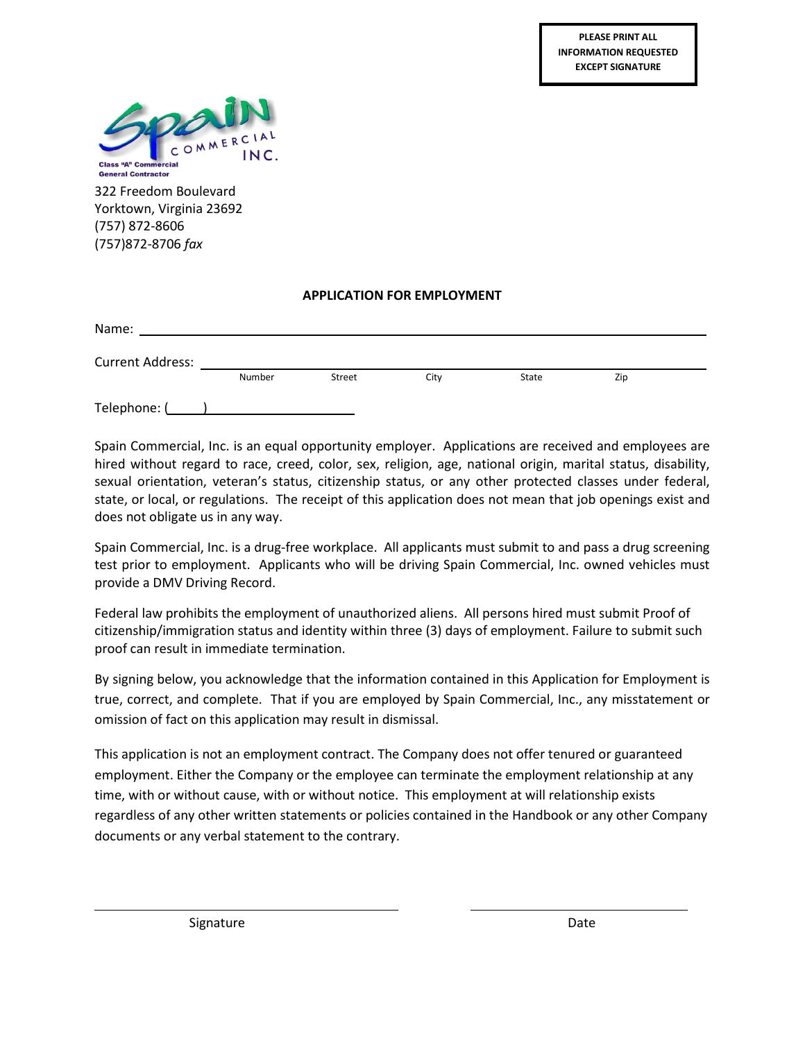**PLEASE PRINT ALL INFORMATION REQUESTED EXCEPT SIGNATURE**

Spain Commercial INC.
Class "A" Commercial General Contractor

322 Freedom Boulevard
Yorktown, Virginia 23692
(757) 872-8606
(757)872-8706 *fax*

## APPLICATION FOR EMPLOYMENT

Name: ______________________________________________________________

Current Address: ______________________________________________________
Number Street City State Zip

Telephone: (\_\_\_\_\_) ____________________

Spain Commercial, Inc. is an equal opportunity employer. Applications are received and employees are hired without regard to race, creed, color, sex, religion, age, national origin, marital status, disability, sexual orientation, veteran's status, citizenship status, or any other protected classes under federal, state, or local, or regulations. The receipt of this application does not mean that job openings exist and does not obligate us in any way.

Spain Commercial, Inc. is a drug-free workplace. All applicants must submit to and pass a drug screening test prior to employment. Applicants who will be driving Spain Commercial, Inc. owned vehicles must provide a DMV Driving Record.

Federal law prohibits the employment of unauthorized aliens. All persons hired must submit Proof of citizenship/immigration status and identity within three (3) days of employment. Failure to submit such proof can result in immediate termination.

By signing below, you acknowledge that the information contained in this Application for Employment is true, correct, and complete. That if you are employed by Spain Commercial, Inc., any misstatement or omission of fact on this application may result in dismissal.

This application is not an employment contract. The Company does not offer tenured or guaranteed employment. Either the Company or the employee can terminate the employment relationship at any time, with or without cause, with or without notice. This employment at will relationship exists regardless of any other written statements or policies contained in the Handbook or any other Company documents or any verbal statement to the contrary.

______________________________ ______________________
Signature Date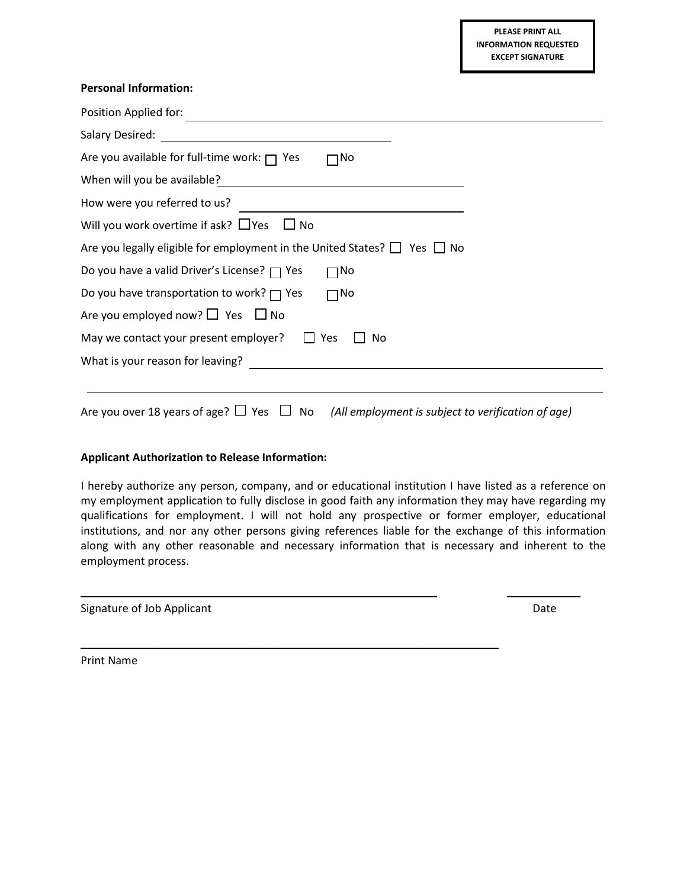**PLEASE PRINT ALL INFORMATION REQUESTED EXCEPT SIGNATURE**

**Personal Information:**

Position Applied for: ______________________________

Salary Desired: ______________________________

Are you available for full-time work: ☐ Yes ☐ No

When will you be available? ______________________________

How were you referred to us? ______________________________

Will you work overtime if ask? ☐ Yes ☐ No

Are you legally eligible for employment in the United States? ☐ Yes ☐ No

Do you have a valid Driver's License? ☐ Yes ☐ No

Do you have transportation to work? ☐ Yes ☐ No

Are you employed now? ☐ Yes ☐ No

May we contact your present employer? ☐ Yes ☐ No

What is your reason for leaving? ______________________________

______________________________

Are you over 18 years of age? ☐ Yes ☐ No *(All employment is subject to verification of age)*

**Applicant Authorization to Release Information:**

I hereby authorize any person, company, and or educational institution I have listed as a reference on my employment application to fully disclose in good faith any information they may have regarding my qualifications for employment. I will not hold any prospective or former employer, educational institutions, and nor any other persons giving references liable for the exchange of this information along with any other reasonable and necessary information that is necessary and inherent to the employment process.

______________________________ ______________

Signature of Job Applicant Date

______________________________

Print Name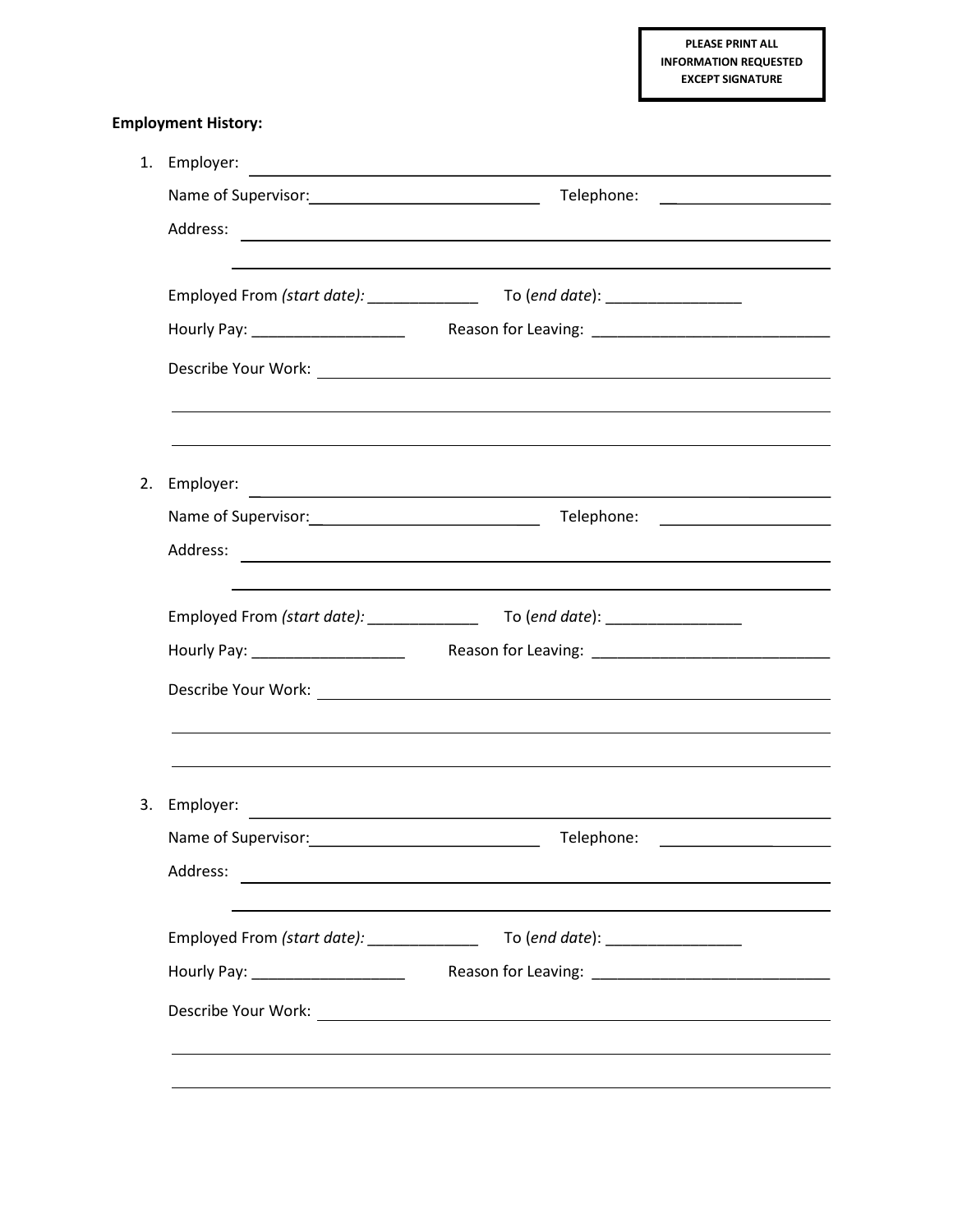PLEASE PRINT ALL INFORMATION REQUESTED EXCEPT SIGNATURE

**Employment History:**

1. Employer: ______________________________________________

   Name of Supervisor: ____________________________ Telephone: ____________________

   Address: ______________________________________________

   ______________________________________________

   Employed From *(start date):* _____________ To (*end date*): ________________

   Hourly Pay: __________________ Reason for Leaving: ____________________________

   Describe Your Work: ______________________________________________

   ______________________________________________

   ______________________________________________

2. Employer: ______________________________________________

   Name of Supervisor: ____________________________ Telephone: ____________________

   Address: ______________________________________________

   ______________________________________________

   Employed From *(start date):* _____________ To (*end date*): ________________

   Hourly Pay: __________________ Reason for Leaving: ____________________________

   Describe Your Work: ______________________________________________

   ______________________________________________

   ______________________________________________

3. Employer: ______________________________________________

   Name of Supervisor: ____________________________ Telephone: ____________________

   Address: ______________________________________________

   ______________________________________________

   Employed From *(start date):* _____________ To (*end date*): ________________

   Hourly Pay: __________________ Reason for Leaving: ____________________________

   Describe Your Work: ______________________________________________

   ______________________________________________

   ______________________________________________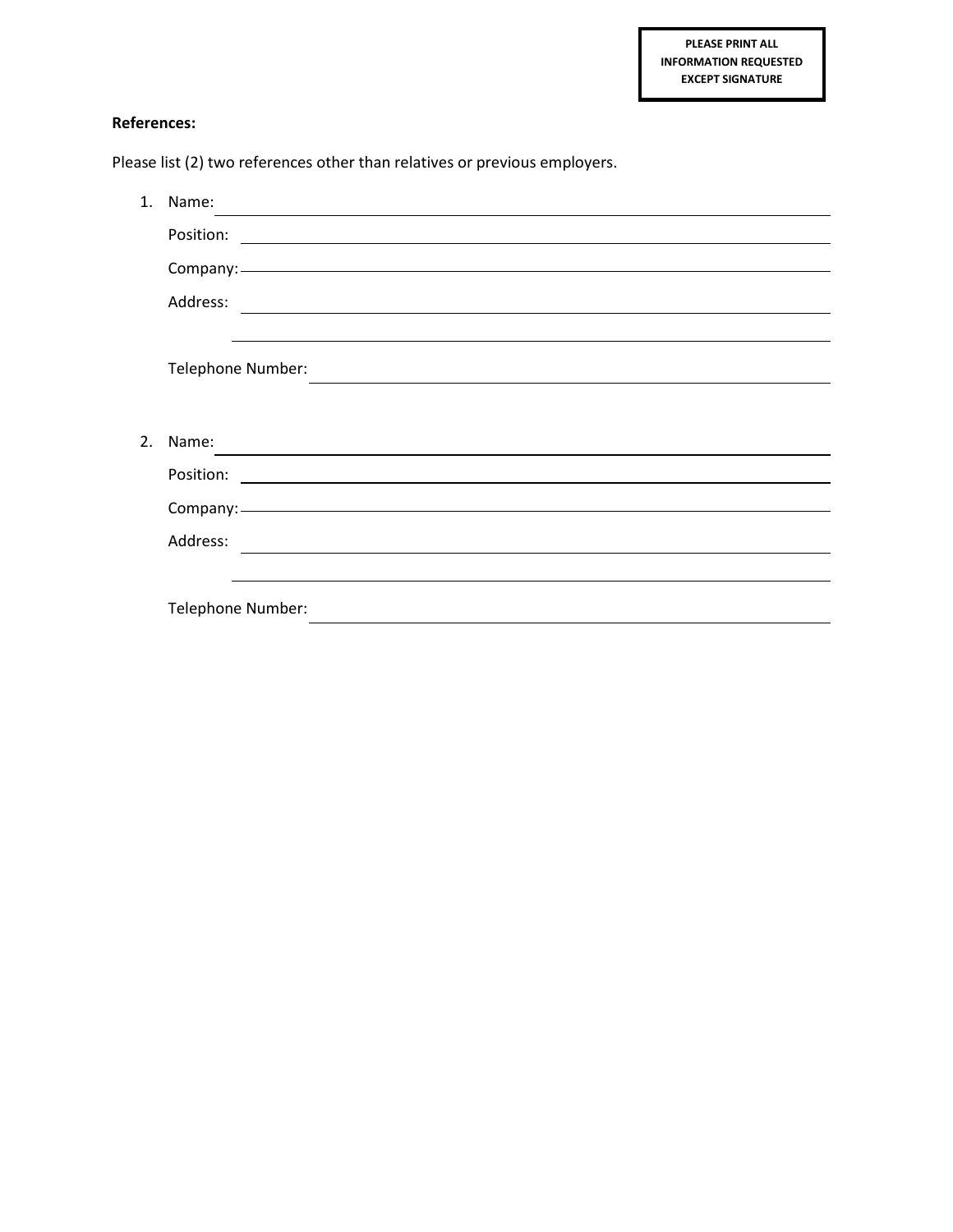**PLEASE PRINT ALL INFORMATION REQUESTED EXCEPT SIGNATURE**

**References:**

Please list (2) two references other than relatives or previous employers.

1. Name: ______________________________

   Position: ______________________________

   Company: ______________________________

   Address: ______________________________

   ______________________________

   Telephone Number: ______________________________

2. Name: ______________________________

   Position: ______________________________

   Company: ______________________________

   Address: ______________________________

   ______________________________

   Telephone Number: ______________________________